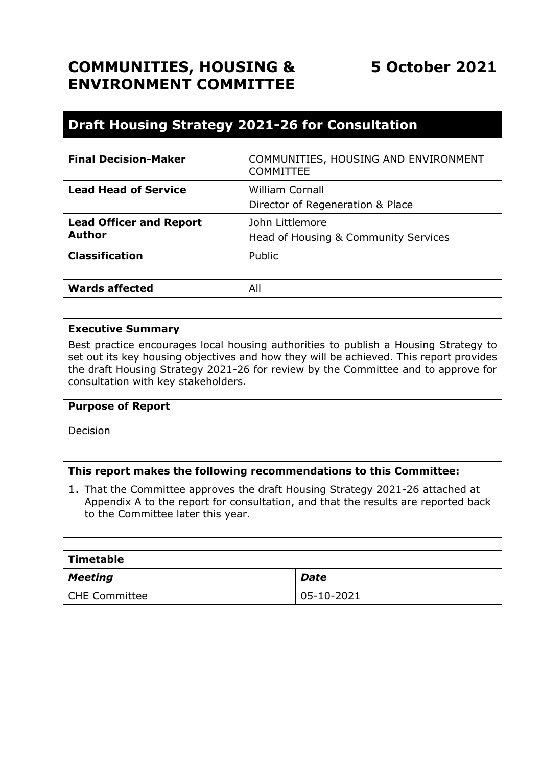# COMMUNITIES, HOUSING & ENVIRONMENT COMMITTEE

**5 October 2021**

## Draft Housing Strategy 2021-26 for Consultation

| | |
|---|---|
| **Final Decision-Maker** | COMMUNITIES, HOUSING AND ENVIRONMENT COMMITTEE |
| **Lead Head of Service** | William Cornall<br>Director of Regeneration & Place |
| **Lead Officer and Report Author** | John Littlemore<br>Head of Housing & Community Services |
| **Classification** | Public |
| **Wards affected** | All |

**Executive Summary**

Best practice encourages local housing authorities to publish a Housing Strategy to set out its key housing objectives and how they will be achieved. This report provides the draft Housing Strategy 2021-26 for review by the Committee and to approve for consultation with key stakeholders.

**Purpose of Report**

Decision

**This report makes the following recommendations to this Committee:**

1. That the Committee approves the draft Housing Strategy 2021-26 attached at Appendix A to the report for consultation, and that the results are reported back to the Committee later this year.

| **Timetable** | |
|---|---|
| ***Meeting*** | ***Date*** |
| CHE Committee | 05-10-2021 |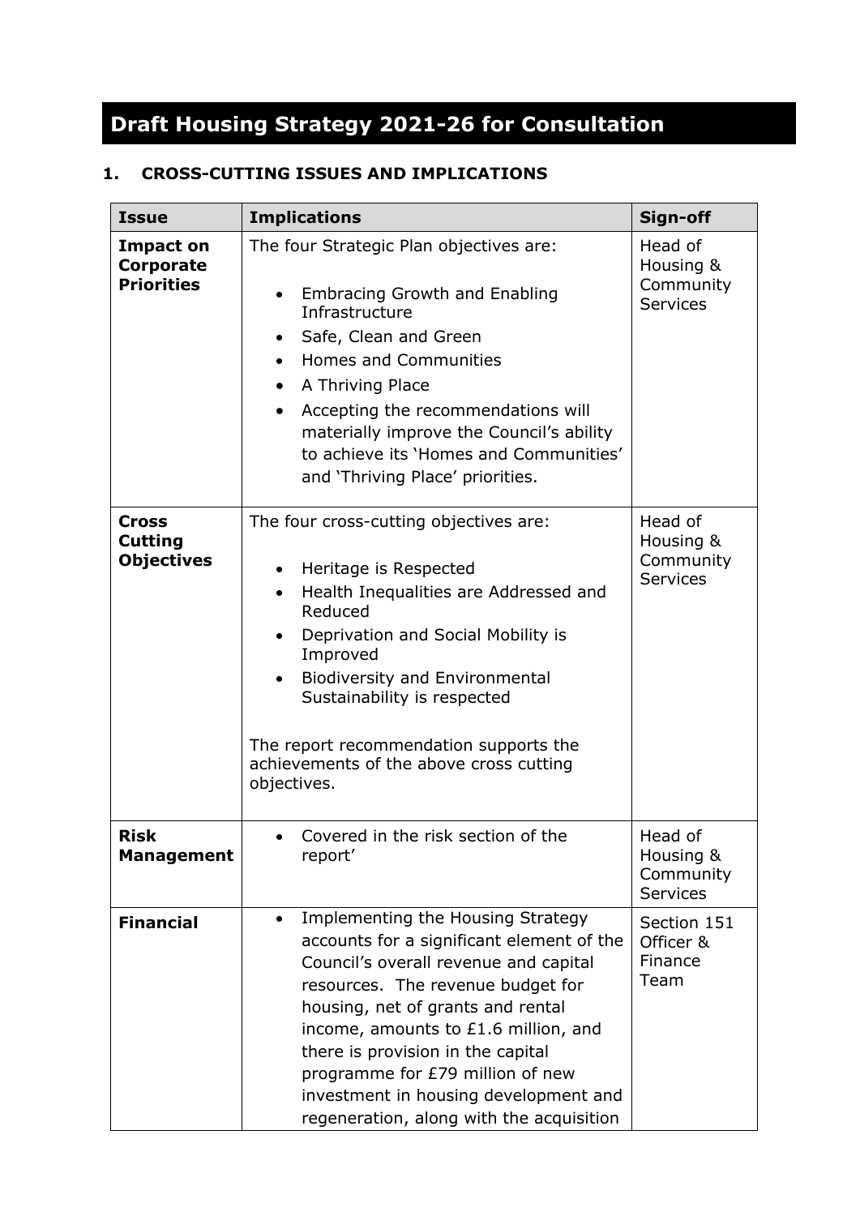# Draft Housing Strategy 2021-26 for Consultation

## 1. CROSS-CUTTING ISSUES AND IMPLICATIONS

| Issue | Implications | Sign-off |
|---|---|---|
| **Impact on Corporate Priorities** | The four Strategic Plan objectives are:<br><br>• Embracing Growth and Enabling Infrastructure<br>• Safe, Clean and Green<br>• Homes and Communities<br>• A Thriving Place<br>• Accepting the recommendations will materially improve the Council's ability to achieve its 'Homes and Communities' and 'Thriving Place' priorities. | Head of Housing & Community Services |
| **Cross Cutting Objectives** | The four cross-cutting objectives are:<br><br>• Heritage is Respected<br>• Health Inequalities are Addressed and Reduced<br>• Deprivation and Social Mobility is Improved<br>• Biodiversity and Environmental Sustainability is respected<br><br>The report recommendation supports the achievements of the above cross cutting objectives. | Head of Housing & Community Services |
| **Risk Management** | • Covered in the risk section of the report' | Head of Housing & Community Services |
| **Financial** | • Implementing the Housing Strategy accounts for a significant element of the Council's overall revenue and capital resources. The revenue budget for housing, net of grants and rental income, amounts to £1.6 million, and there is provision in the capital programme for £79 million of new investment in housing development and regeneration, along with the acquisition | Section 151 Officer & Finance Team |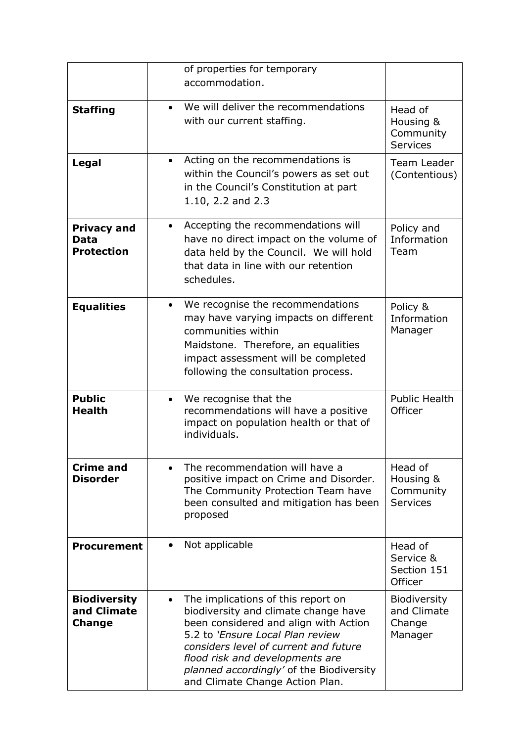| | | |
|---|---|---|
| | of properties for temporary accommodation. | |
| **Staffing** | • We will deliver the recommendations with our current staffing. | Head of Housing & Community Services |
| **Legal** | • Acting on the recommendations is within the Council's powers as set out in the Council's Constitution at part 1.10, 2.2 and 2.3 | Team Leader (Contentious) |
| **Privacy and Data Protection** | • Accepting the recommendations will have no direct impact on the volume of data held by the Council. We will hold that data in line with our retention schedules. | Policy and Information Team |
| **Equalities** | • We recognise the recommendations may have varying impacts on different communities within Maidstone. Therefore, an equalities impact assessment will be completed following the consultation process. | Policy & Information Manager |
| **Public Health** | • We recognise that the recommendations will have a positive impact on population health or that of individuals. | Public Health Officer |
| **Crime and Disorder** | • The recommendation will have a positive impact on Crime and Disorder. The Community Protection Team have been consulted and mitigation has been proposed | Head of Housing & Community Services |
| **Procurement** | • Not applicable | Head of Service & Section 151 Officer |
| **Biodiversity and Climate Change** | • The implications of this report on biodiversity and climate change have been considered and align with Action 5.2 to *'Ensure Local Plan review considers level of current and future flood risk and developments are planned accordingly'* of the Biodiversity and Climate Change Action Plan. | Biodiversity and Climate Change Manager |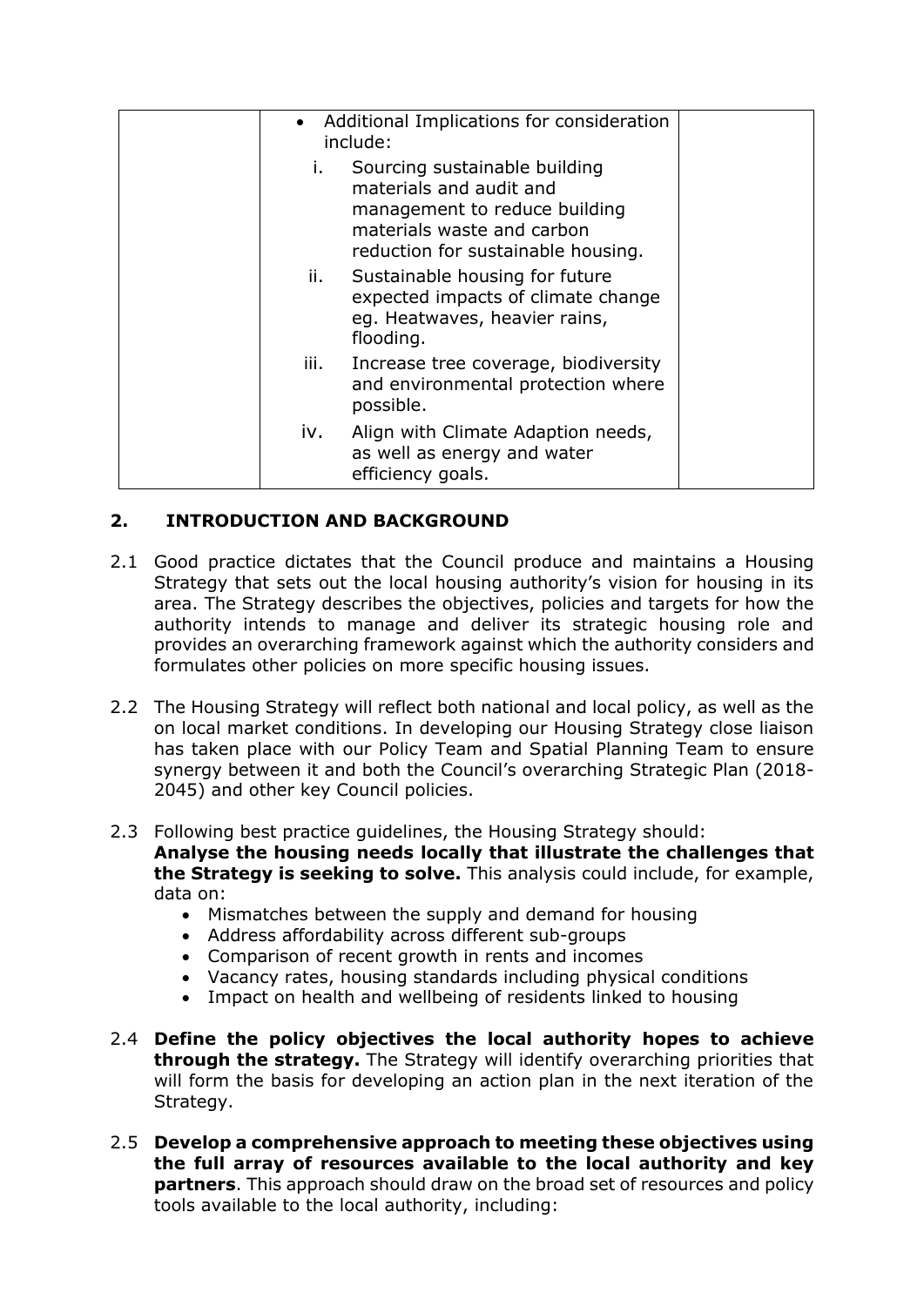|  | • Additional Implications for consideration include:<br>i. Sourcing sustainable building materials and audit and management to reduce building materials waste and carbon reduction for sustainable housing.<br>ii. Sustainable housing for future expected impacts of climate change eg. Heatwaves, heavier rains, flooding.<br>iii. Increase tree coverage, biodiversity and environmental protection where possible.<br>iv. Align with Climate Adaption needs, as well as energy and water efficiency goals. |  |
|---|---|---|

## 2. INTRODUCTION AND BACKGROUND

2.1 Good practice dictates that the Council produce and maintains a Housing Strategy that sets out the local housing authority's vision for housing in its area. The Strategy describes the objectives, policies and targets for how the authority intends to manage and deliver its strategic housing role and provides an overarching framework against which the authority considers and formulates other policies on more specific housing issues.

2.2 The Housing Strategy will reflect both national and local policy, as well as the on local market conditions. In developing our Housing Strategy close liaison has taken place with our Policy Team and Spatial Planning Team to ensure synergy between it and both the Council's overarching Strategic Plan (2018-2045) and other key Council policies.

2.3 Following best practice guidelines, the Housing Strategy should:
**Analyse the housing needs locally that illustrate the challenges that the Strategy is seeking to solve.** This analysis could include, for example, data on:

- Mismatches between the supply and demand for housing
- Address affordability across different sub-groups
- Comparison of recent growth in rents and incomes
- Vacancy rates, housing standards including physical conditions
- Impact on health and wellbeing of residents linked to housing

2.4 **Define the policy objectives the local authority hopes to achieve through the strategy.** The Strategy will identify overarching priorities that will form the basis for developing an action plan in the next iteration of the Strategy.

2.5 **Develop a comprehensive approach to meeting these objectives using the full array of resources available to the local authority and key partners**. This approach should draw on the broad set of resources and policy tools available to the local authority, including: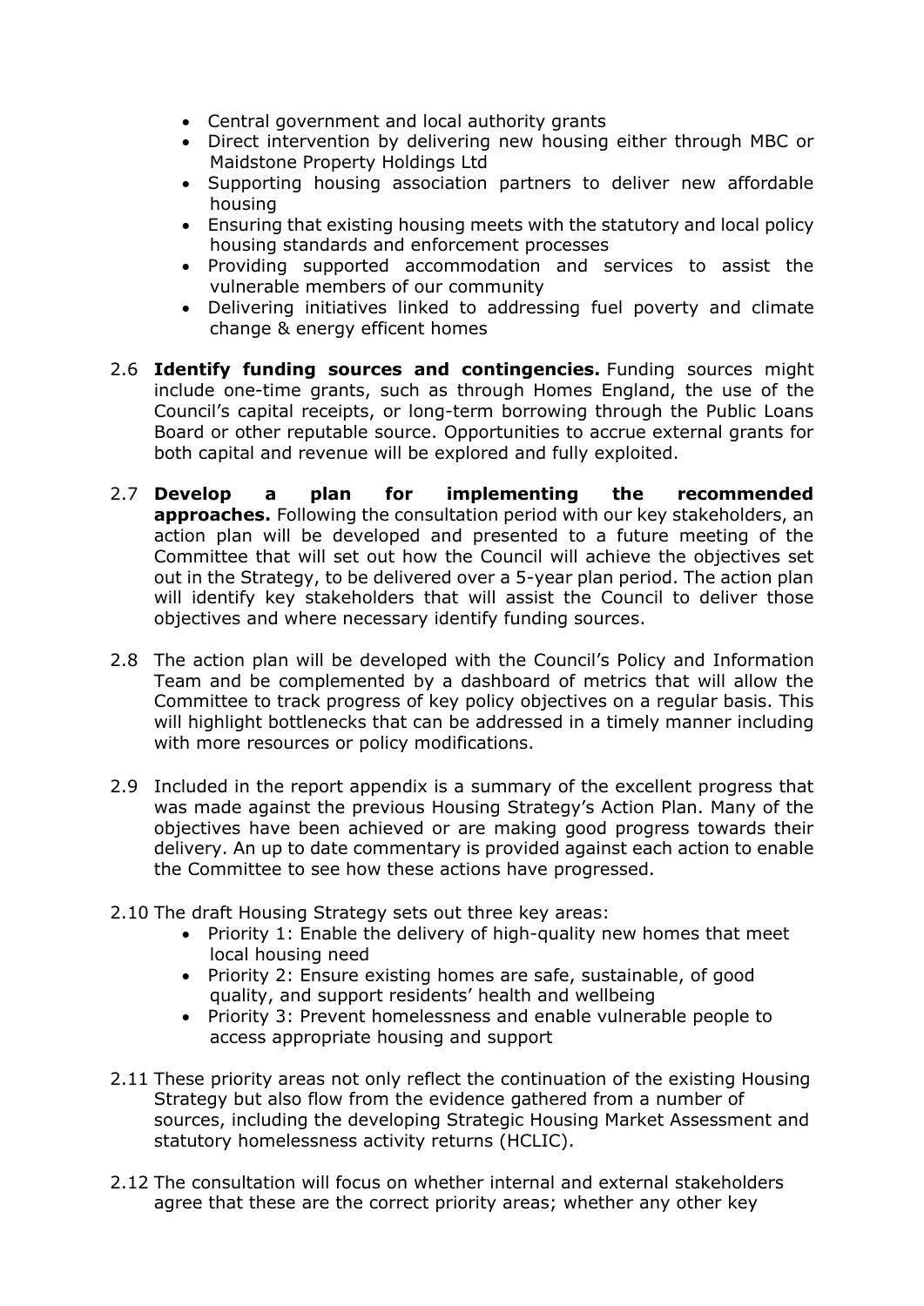- Central government and local authority grants
- Direct intervention by delivering new housing either through MBC or Maidstone Property Holdings Ltd
- Supporting housing association partners to deliver new affordable housing
- Ensuring that existing housing meets with the statutory and local policy housing standards and enforcement processes
- Providing supported accommodation and services to assist the vulnerable members of our community
- Delivering initiatives linked to addressing fuel poverty and climate change & energy efficent homes

2.6 **Identify funding sources and contingencies.** Funding sources might include one-time grants, such as through Homes England, the use of the Council's capital receipts, or long-term borrowing through the Public Loans Board or other reputable source. Opportunities to accrue external grants for both capital and revenue will be explored and fully exploited.

2.7 **Develop a plan for implementing the recommended approaches.** Following the consultation period with our key stakeholders, an action plan will be developed and presented to a future meeting of the Committee that will set out how the Council will achieve the objectives set out in the Strategy, to be delivered over a 5-year plan period. The action plan will identify key stakeholders that will assist the Council to deliver those objectives and where necessary identify funding sources.

2.8 The action plan will be developed with the Council's Policy and Information Team and be complemented by a dashboard of metrics that will allow the Committee to track progress of key policy objectives on a regular basis. This will highlight bottlenecks that can be addressed in a timely manner including with more resources or policy modifications.

2.9 Included in the report appendix is a summary of the excellent progress that was made against the previous Housing Strategy's Action Plan. Many of the objectives have been achieved or are making good progress towards their delivery. An up to date commentary is provided against each action to enable the Committee to see how these actions have progressed.

2.10 The draft Housing Strategy sets out three key areas:

- Priority 1: Enable the delivery of high-quality new homes that meet local housing need
- Priority 2: Ensure existing homes are safe, sustainable, of good quality, and support residents' health and wellbeing
- Priority 3: Prevent homelessness and enable vulnerable people to access appropriate housing and support

2.11 These priority areas not only reflect the continuation of the existing Housing Strategy but also flow from the evidence gathered from a number of sources, including the developing Strategic Housing Market Assessment and statutory homelessness activity returns (HCLIC).

2.12 The consultation will focus on whether internal and external stakeholders agree that these are the correct priority areas; whether any other key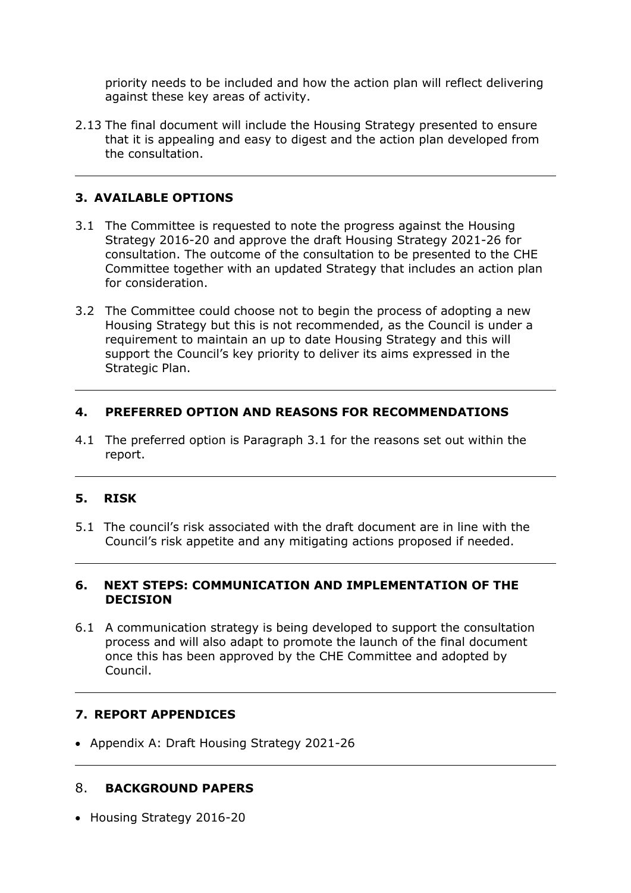priority needs to be included and how the action plan will reflect delivering against these key areas of activity.

2.13 The final document will include the Housing Strategy presented to ensure that it is appealing and easy to digest and the action plan developed from the consultation.

---

## 3. AVAILABLE OPTIONS

3.1 The Committee is requested to note the progress against the Housing Strategy 2016-20 and approve the draft Housing Strategy 2021-26 for consultation. The outcome of the consultation to be presented to the CHE Committee together with an updated Strategy that includes an action plan for consideration.

3.2 The Committee could choose not to begin the process of adopting a new Housing Strategy but this is not recommended, as the Council is under a requirement to maintain an up to date Housing Strategy and this will support the Council's key priority to deliver its aims expressed in the Strategic Plan.

---

## 4. PREFERRED OPTION AND REASONS FOR RECOMMENDATIONS

4.1 The preferred option is Paragraph 3.1 for the reasons set out within the report.

---

## 5. RISK

5.1 The council's risk associated with the draft document are in line with the Council's risk appetite and any mitigating actions proposed if needed.

---

## 6. NEXT STEPS: COMMUNICATION AND IMPLEMENTATION OF THE DECISION

6.1 A communication strategy is being developed to support the consultation process and will also adapt to promote the launch of the final document once this has been approved by the CHE Committee and adopted by Council.

---

## 7. REPORT APPENDICES

- Appendix A: Draft Housing Strategy 2021-26

---

## 8. BACKGROUND PAPERS

- Housing Strategy 2016-20